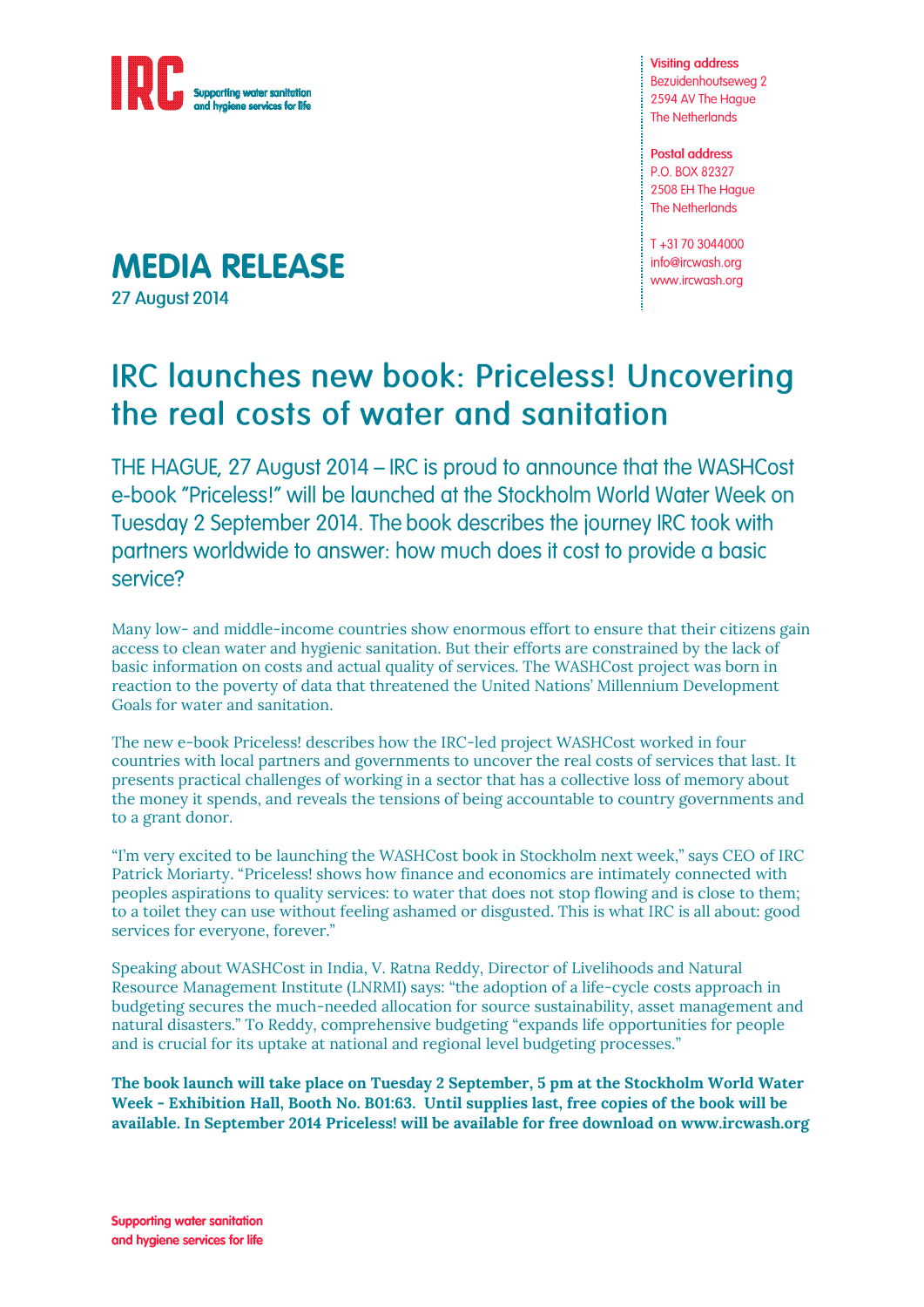IRC Supporting water sanitation and hygiene services for life

**Visiting address**
Bezuidenhoutseweg 2
2594 AV The Hague
The Netherlands

**Postal address**
P.O. BOX 82327
2508 EH The Hague
The Netherlands

T +31 70 3044000
info@ircwash.org
www.ircwash.org

# MEDIA RELEASE

27 August 2014

## IRC launches new book: Priceless! Uncovering the real costs of water and sanitation

THE HAGUE, 27 August 2014 – IRC is proud to announce that the WASHCost e-book "Priceless!" will be launched at the Stockholm World Water Week on Tuesday 2 September 2014. The book describes the journey IRC took with partners worldwide to answer: how much does it cost to provide a basic service?

Many low- and middle-income countries show enormous effort to ensure that their citizens gain access to clean water and hygienic sanitation. But their efforts are constrained by the lack of basic information on costs and actual quality of services. The WASHCost project was born in reaction to the poverty of data that threatened the United Nations' Millennium Development Goals for water and sanitation.

The new e-book Priceless! describes how the IRC-led project WASHCost worked in four countries with local partners and governments to uncover the real costs of services that last. It presents practical challenges of working in a sector that has a collective loss of memory about the money it spends, and reveals the tensions of being accountable to country governments and to a grant donor.

"I'm very excited to be launching the WASHCost book in Stockholm next week," says CEO of IRC Patrick Moriarty. "Priceless! shows how finance and economics are intimately connected with peoples aspirations to quality services: to water that does not stop flowing and is close to them; to a toilet they can use without feeling ashamed or disgusted. This is what IRC is all about: good services for everyone, forever."

Speaking about WASHCost in India, V. Ratna Reddy, Director of Livelihoods and Natural Resource Management Institute (LNRMI) says: "the adoption of a life-cycle costs approach in budgeting secures the much-needed allocation for source sustainability, asset management and natural disasters." To Reddy, comprehensive budgeting "expands life opportunities for people and is crucial for its uptake at national and regional level budgeting processes."

**The book launch will take place on Tuesday 2 September, 5 pm at the Stockholm World Water Week - Exhibition Hall, Booth No. B01:63. Until supplies last, free copies of the book will be available. In September 2014 Priceless! will be available for free download on www.ircwash.org**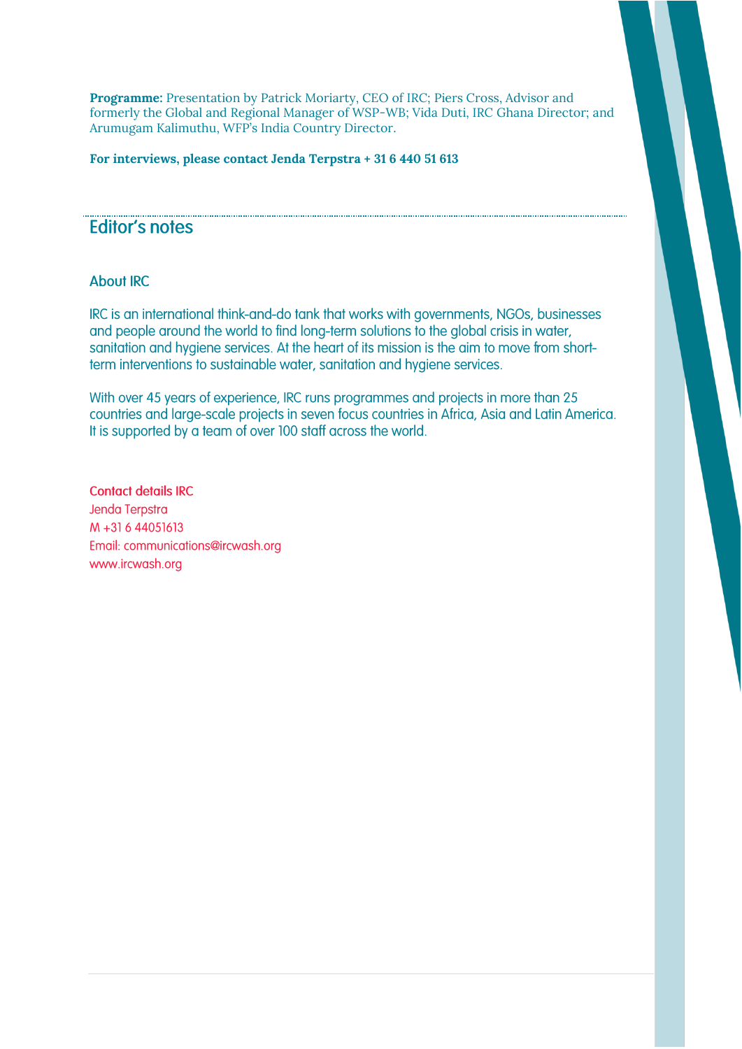**Programme:** Presentation by Patrick Moriarty, CEO of IRC; Piers Cross, Advisor and formerly the Global and Regional Manager of WSP-WB; Vida Duti, IRC Ghana Director; and Arumugam Kalimuthu, WFP's India Country Director.

**For interviews, please contact Jenda Terpstra + 31 6 440 51 613**

## Editor's notes

### About IRC

IRC is an international think-and-do tank that works with governments, NGOs, businesses and people around the world to find long-term solutions to the global crisis in water, sanitation and hygiene services. At the heart of its mission is the aim to move from short-term interventions to sustainable water, sanitation and hygiene services.

With over 45 years of experience, IRC runs programmes and projects in more than 25 countries and large-scale projects in seven focus countries in Africa, Asia and Latin America. It is supported by a team of over 100 staff across the world.

**Contact details IRC**
Jenda Terpstra
M +31 6 44051613
Email: communications@ircwash.org
www.ircwash.org